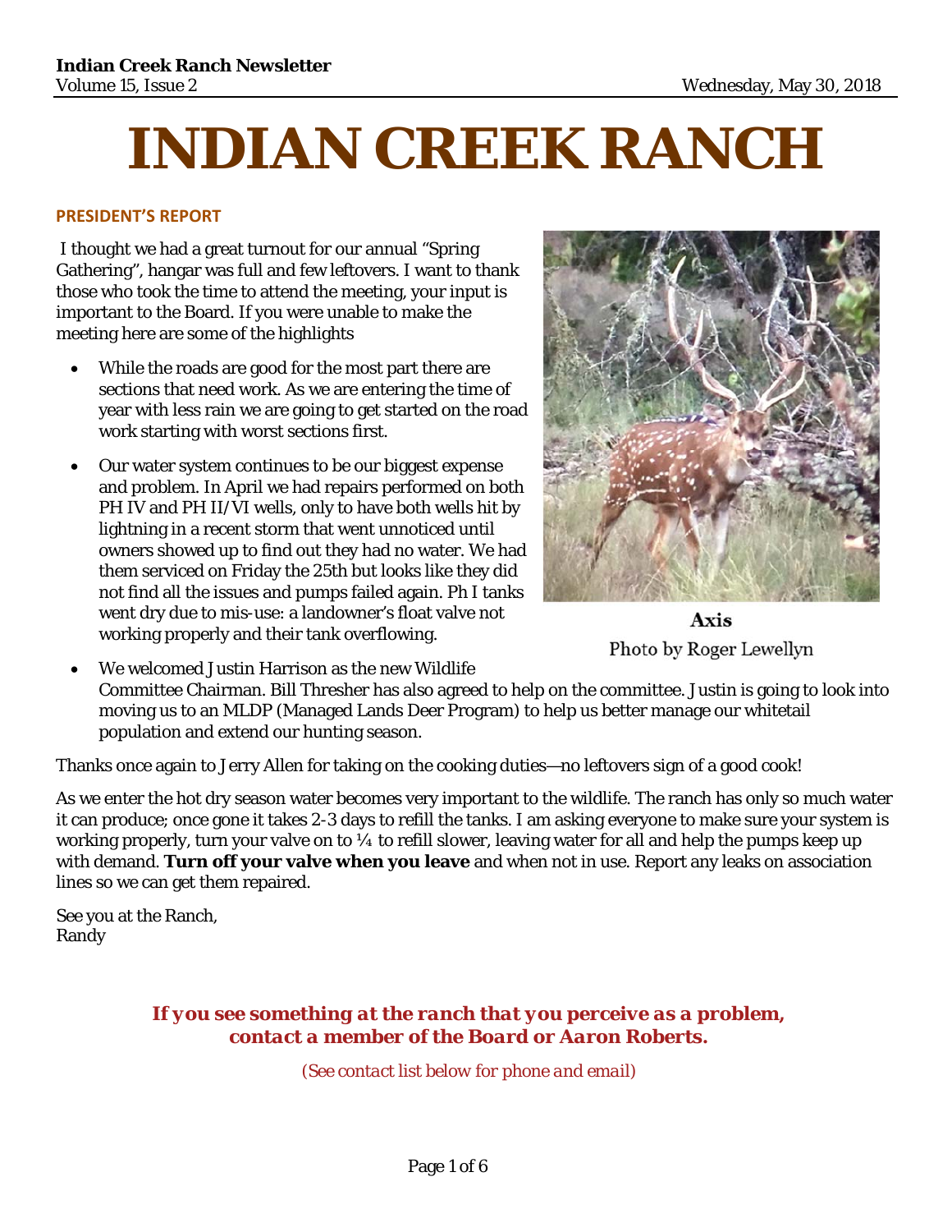# INDIAN CREEK RANCH

## PRESIDENT'S REPORT

I thought we had a great turnout for our annual "Spring Gathering", hangar was full and few leftovers. I want to thank those who took the time to attend the meeting, your input is important to the Board. If you were unable to make the meeting here are some of the highlights

- While the roads are good for the most part there are sections that need work. As we are entering the time of year with less rain we are going to get started on the road work starting with worst sections first.
- Our water system continues to be our biggest expense and problem. In April we had repairs performed on both PH IV and PH II/VI wells, only to have both wells hit by lightning in a recent storm that went unnoticed until owners showed up to find out they had no water. We had them serviced on Friday the 25th but looks like they did not find all the issues and pumps failed again. Ph I tanks went dry due to mis-use: a landowner's float valve not working properly and their tank overflowing.
- We welcomed Justin Harrison as the new Wildlife Committee Chairman. Bill Thresher has also agreed to help on the committee. Justin is going to look into moving us to an MLDP (Managed Lands Deer Program) to help us better manage our whitetail population and extend our hunting season.

**Axis**
Photo by Roger Lewellyn

Thanks once again to Jerry Allen for taking on the cooking duties—no leftovers sign of a good cook!

As we enter the hot dry season water becomes very important to the wildlife. The ranch has only so much water it can produce; once gone it takes 2-3 days to refill the tanks. I am asking everyone to make sure your system is working properly, turn your valve on to ¼ to refill slower, leaving water for all and help the pumps keep up with demand. **Turn off your valve when you leave** and when not in use. Report any leaks on association lines so we can get them repaired.

See you at the Ranch,
Randy

***If you see something at the ranch that you perceive as a problem, contact a member of the Board or Aaron Roberts.***

*(See contact list below for phone and email)*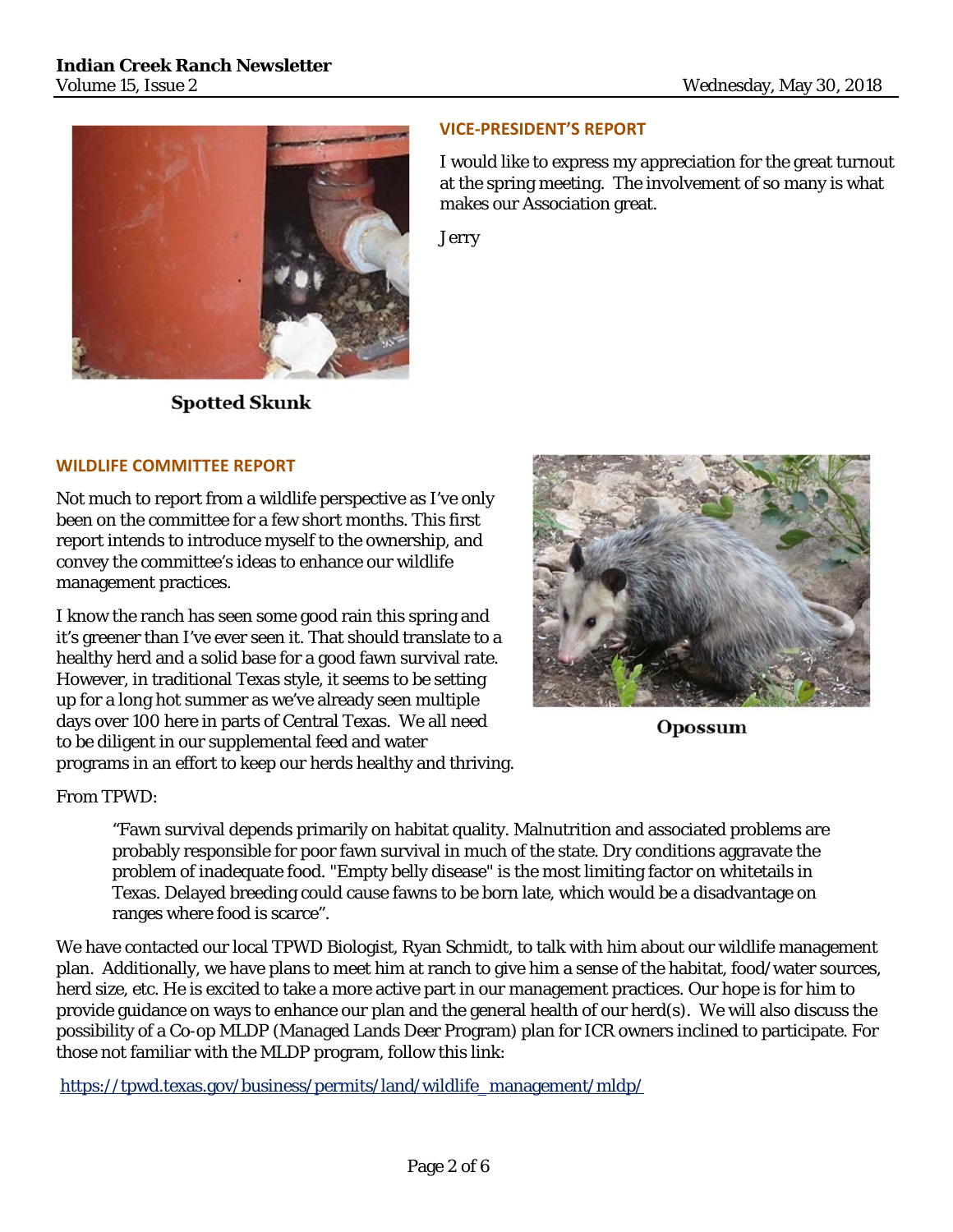Spotted Skunk

## VICE-PRESIDENT'S REPORT

I would like to express my appreciation for the great turnout at the spring meeting. The involvement of so many is what makes our Association great.

Jerry

## WILDLIFE COMMITTEE REPORT

Not much to report from a wildlife perspective as I've only been on the committee for a few short months. This first report intends to introduce myself to the ownership, and convey the committee's ideas to enhance our wildlife management practices.

I know the ranch has seen some good rain this spring and it's greener than I've ever seen it. That should translate to a healthy herd and a solid base for a good fawn survival rate. However, in traditional Texas style, it seems to be setting up for a long hot summer as we've already seen multiple days over 100 here in parts of Central Texas. We all need to be diligent in our supplemental feed and water programs in an effort to keep our herds healthy and thriving.

Opossum

From TPWD:

> "Fawn survival depends primarily on habitat quality. Malnutrition and associated problems are probably responsible for poor fawn survival in much of the state. Dry conditions aggravate the problem of inadequate food. "Empty belly disease" is the most limiting factor on whitetails in Texas. Delayed breeding could cause fawns to be born late, which would be a disadvantage on ranges where food is scarce".

We have contacted our local TPWD Biologist, Ryan Schmidt, to talk with him about our wildlife management plan. Additionally, we have plans to meet him at ranch to give him a sense of the habitat, food/water sources, herd size, etc. He is excited to take a more active part in our management practices. Our hope is for him to provide guidance on ways to enhance our plan and the general health of our herd(s). We will also discuss the possibility of a Co-op MLDP (Managed Lands Deer Program) plan for ICR owners inclined to participate. For those not familiar with the MLDP program, follow this link:

https://tpwd.texas.gov/business/permits/land/wildlife_management/mldp/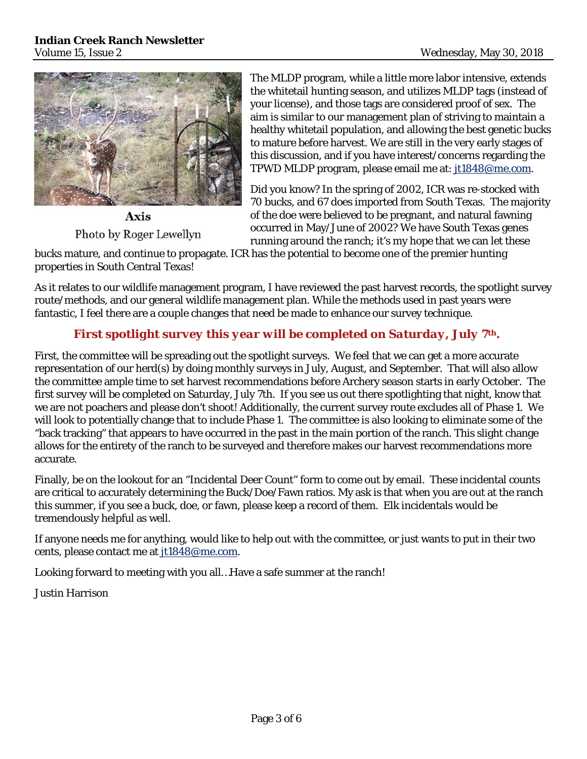Axis

Photo by Roger Lewellyn

The MLDP program, while a little more labor intensive, extends the whitetail hunting season, and utilizes MLDP tags (instead of your license), and those tags are considered proof of sex. The aim is similar to our management plan of striving to maintain a healthy whitetail population, and allowing the best genetic bucks to mature before harvest. We are still in the very early stages of this discussion, and if you have interest/concerns regarding the TPWD MLDP program, please email me at: jt1848@me.com.

Did you know? In the spring of 2002, ICR was re-stocked with 70 bucks, and 67 does imported from South Texas. The majority of the doe were believed to be pregnant, and natural fawning occurred in May/June of 2002? We have South Texas genes running around the ranch; it's my hope that we can let these bucks mature, and continue to propagate. ICR has the potential to become one of the premier hunting properties in South Central Texas!

As it relates to our wildlife management program, I have reviewed the past harvest records, the spotlight survey route/methods, and our general wildlife management plan. While the methods used in past years were fantastic, I feel there are a couple changes that need be made to enhance our survey technique.

***First spotlight survey this year will be completed on Saturday, July 7th.***

First, the committee will be spreading out the spotlight surveys. We feel that we can get a more accurate representation of our herd(s) by doing monthly surveys in July, August, and September. That will also allow the committee ample time to set harvest recommendations before Archery season starts in early October. The first survey will be completed on Saturday, July 7th. If you see us out there spotlighting that night, know that we are not poachers and please don't shoot! Additionally, the current survey route excludes all of Phase 1. We will look to potentially change that to include Phase 1. The committee is also looking to eliminate some of the "back tracking" that appears to have occurred in the past in the main portion of the ranch. This slight change allows for the entirety of the ranch to be surveyed and therefore makes our harvest recommendations more accurate.

Finally, be on the lookout for an "Incidental Deer Count" form to come out by email. These incidental counts are critical to accurately determining the Buck/Doe/Fawn ratios. My ask is that when you are out at the ranch this summer, if you see a buck, doe, or fawn, please keep a record of them. Elk incidentals would be tremendously helpful as well.

If anyone needs me for anything, would like to help out with the committee, or just wants to put in their two cents, please contact me at jt1848@me.com.

Looking forward to meeting with you all…Have a safe summer at the ranch!

Justin Harrison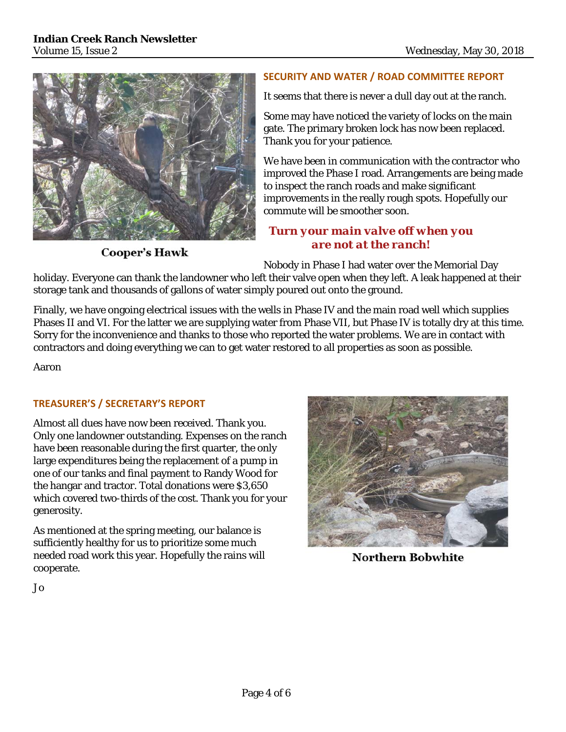Cooper's Hawk

## SECURITY AND WATER / ROAD COMMITTEE REPORT

It seems that there is never a dull day out at the ranch.

Some may have noticed the variety of locks on the main gate. The primary broken lock has now been replaced. Thank you for your patience.

We have been in communication with the contractor who improved the Phase I road. Arrangements are being made to inspect the ranch roads and make significant improvements in the really rough spots. Hopefully our commute will be smoother soon.

***Turn your main valve off when you are not at the ranch!***

Nobody in Phase I had water over the Memorial Day holiday. Everyone can thank the landowner who left their valve open when they left. A leak happened at their storage tank and thousands of gallons of water simply poured out onto the ground.

Finally, we have ongoing electrical issues with the wells in Phase IV and the main road well which supplies Phases II and VI. For the latter we are supplying water from Phase VII, but Phase IV is totally dry at this time. Sorry for the inconvenience and thanks to those who reported the water problems. We are in contact with contractors and doing everything we can to get water restored to all properties as soon as possible.

Aaron

## TREASURER'S / SECRETARY'S REPORT

Almost all dues have now been received. Thank you. Only one landowner outstanding. Expenses on the ranch have been reasonable during the first quarter, the only large expenditures being the replacement of a pump in one of our tanks and final payment to Randy Wood for the hangar and tractor. Total donations were $3,650 which covered two-thirds of the cost. Thank you for your generosity.

As mentioned at the spring meeting, our balance is sufficiently healthy for us to prioritize some much needed road work this year. Hopefully the rains will cooperate.

Jo

Northern Bobwhite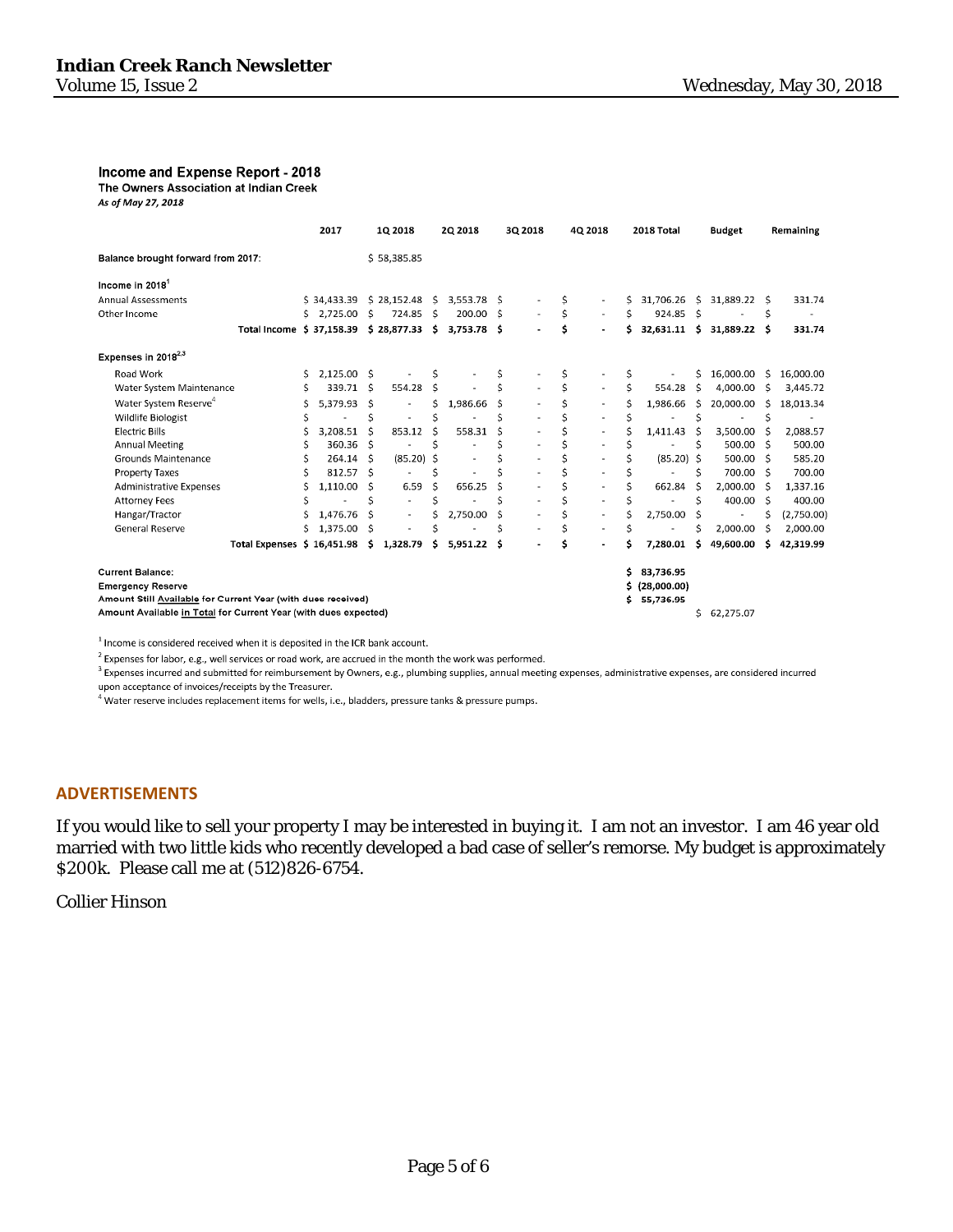## Income and Expense Report - 2018

**The Owners Association at Indian Creek**

*As of May 27, 2018*

| | 2017 | 1Q 2018 | 2Q 2018 | 3Q 2018 | 4Q 2018 | 2018 Total | Budget | Remaining |
|---|---|---|---|---|---|---|---|---|
| **Balance brought forward from 2017:** | | $ 58,385.85 | | | | | | |
| **Income in 2018**[1] | | | | | | | | |
| Annual Assessments | $ 34,433.39 | $ 28,152.48 | $ 3,553.78 | $ - | $ - | $ 31,706.26 | $ 31,889.22 | $ 331.74 |
| Other Income | $ 2,725.00 | $ 724.85 | $ 200.00 | $ - | $ - | $ 924.85 | $ - | $ - |
| **Total Income** | **$ 37,158.39** | **$ 28,877.33** | **$ 3,753.78** | **$ -** | **$ -** | **$ 32,631.11** | **$ 31,889.22** | **$ 331.74** |
| **Expenses in 2018**[2,3] | | | | | | | | |
| Road Work | $ 2,125.00 | $ - | $ - | $ - | $ - | $ - | $ 16,000.00 | $ 16,000.00 |
| Water System Maintenance | $ 339.71 | $ 554.28 | $ - | $ - | $ - | $ 554.28 | $ 4,000.00 | $ 3,445.72 |
| Water System Reserve[4] | $ 5,379.93 | $ - | $ 1,986.66 | $ - | $ - | $ 1,986.66 | $ 20,000.00 | $ 18,013.34 |
| Wildlife Biologist | $ - | $ - | $ - | $ - | $ - | $ - | $ - | $ - |
| Electric Bills | $ 3,208.51 | $ 853.12 | $ 558.31 | $ - | $ - | $ 1,411.43 | $ 3,500.00 | $ 2,088.57 |
| Annual Meeting | $ 360.36 | $ - | $ - | $ - | $ - | $ - | $ 500.00 | $ 500.00 |
| Grounds Maintenance | $ 264.14 | $ (85.20) | $ - | $ - | $ - | $ (85.20) | $ 500.00 | $ 585.20 |
| Property Taxes | $ 812.57 | $ - | $ - | $ - | $ - | $ - | $ 700.00 | $ 700.00 |
| Administrative Expenses | $ 1,110.00 | $ 6.59 | $ 656.25 | $ - | $ - | $ 662.84 | $ 2,000.00 | $ 1,337.16 |
| Attorney Fees | $ - | $ - | $ - | $ - | $ - | $ - | $ 400.00 | $ 400.00 |
| Hangar/Tractor | $ 1,476.76 | $ - | $ 2,750.00 | $ - | $ - | $ 2,750.00 | $ - | $ (2,750.00) |
| General Reserve | $ 1,375.00 | $ - | $ - | $ - | $ - | $ - | $ 2,000.00 | $ 2,000.00 |
| **Total Expenses** | **$ 16,451.98** | **$ 1,328.79** | **$ 5,951.22** | **$ -** | **$ -** | **$ 7,280.01** | **$ 49,600.00** | **$ 42,319.99** |
| **Current Balance:** | | | | | | **$ 83,736.95** | | |
| **Emergency Reserve** | | | | | | **$ (28,000.00)** | | |
| **Amount Still Available for Current Year (with dues received)** | | | | | | **$ 55,736.95** | | |
| **Amount Available in Total for Current Year (with dues expected)** | | | | | | | $ 62,275.07 | |

[1] Income is considered received when it is deposited in the ICR bank account.

[2] Expenses for labor, e.g., well services or road work, are accrued in the month the work was performed.

[3] Expenses incurred and submitted for reimbursement by Owners, e.g., plumbing supplies, annual meeting expenses, administrative expenses, are considered incurred upon acceptance of invoices/receipts by the Treasurer.

[4] Water reserve includes replacement items for wells, i.e., bladders, pressure tanks & pressure pumps.

## ADVERTISEMENTS

If you would like to sell your property I may be interested in buying it. I am not an investor. I am 46 year old married with two little kids who recently developed a bad case of seller's remorse. My budget is approximately $200k. Please call me at (512)826-6754.

Collier Hinson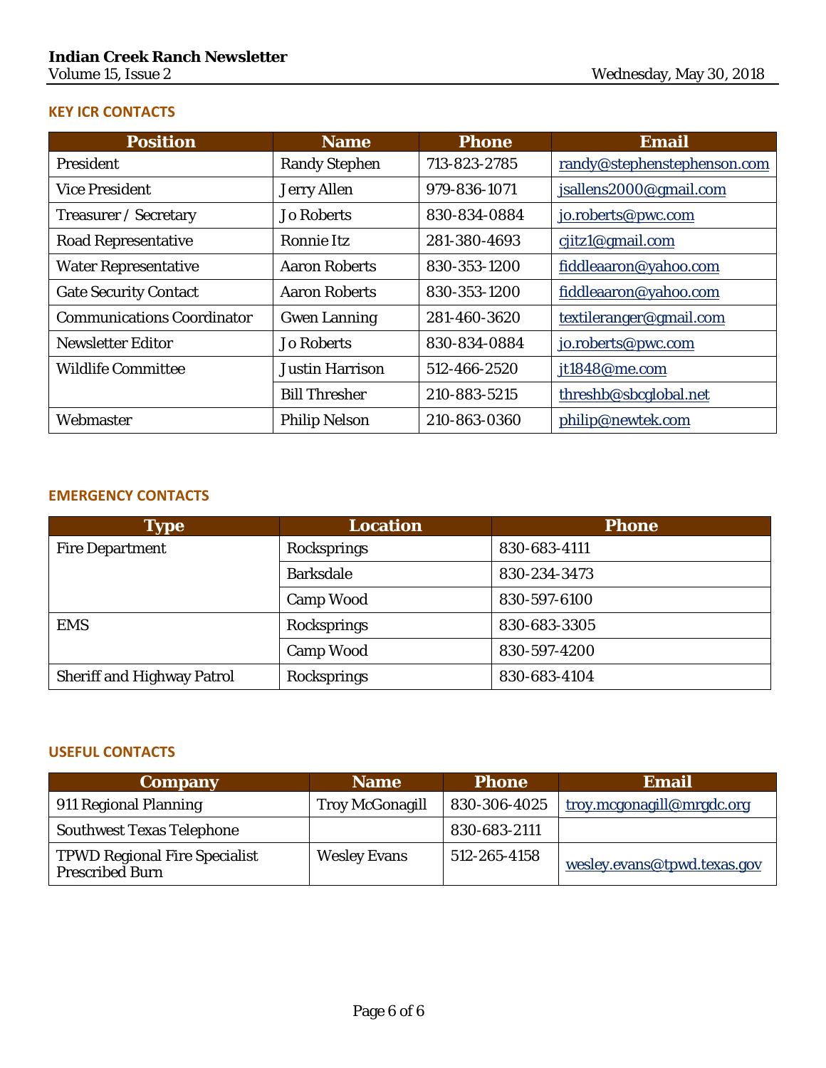### KEY ICR CONTACTS

| Position | Name | Phone | Email |
|---|---|---|---|
| President | Randy Stephen | 713-823-2785 | randy@stephenstephenson.com |
| Vice President | Jerry Allen | 979-836-1071 | jsallens2000@gmail.com |
| Treasurer / Secretary | Jo Roberts | 830-834-0884 | jo.roberts@pwc.com |
| Road Representative | Ronnie Itz | 281-380-4693 | cjitz1@gmail.com |
| Water Representative | Aaron Roberts | 830-353-1200 | fiddleaaron@yahoo.com |
| Gate Security Contact | Aaron Roberts | 830-353-1200 | fiddleaaron@yahoo.com |
| Communications Coordinator | Gwen Lanning | 281-460-3620 | textileranger@gmail.com |
| Newsletter Editor | Jo Roberts | 830-834-0884 | jo.roberts@pwc.com |
| Wildlife Committee | Justin Harrison | 512-466-2520 | jt1848@me.com |
| | Bill Thresher | 210-883-5215 | threshb@sbcglobal.net |
| Webmaster | Philip Nelson | 210-863-0360 | philip@newtek.com |

### EMERGENCY CONTACTS

| Type | Location | Phone |
|---|---|---|
| Fire Department | Rocksprings | 830-683-4111 |
| | Barksdale | 830-234-3473 |
| | Camp Wood | 830-597-6100 |
| EMS | Rocksprings | 830-683-3305 |
| | Camp Wood | 830-597-4200 |
| Sheriff and Highway Patrol | Rocksprings | 830-683-4104 |

### USEFUL CONTACTS

| Company | Name | Phone | Email |
|---|---|---|---|
| 911 Regional Planning | Troy McGonagill | 830-306-4025 | troy.mcgonagill@mrgdc.org |
| Southwest Texas Telephone | | 830-683-2111 | |
| TPWD Regional Fire Specialist Prescribed Burn | Wesley Evans | 512-265-4158 | wesley.evans@tpwd.texas.gov |